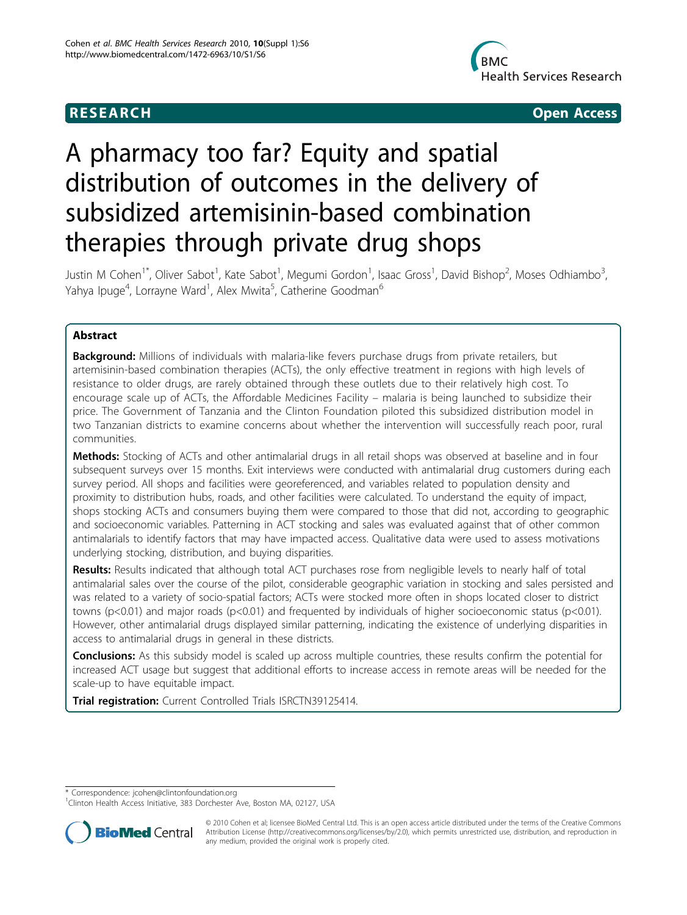RESEARCH Open Access

# A pharmacy too far? Equity and spatial distribution of outcomes in the delivery of subsidized artemisinin-based combination therapies through private drug shops

Justin M Cohen[1*], Oliver Sabot[1], Kate Sabot[1], Megumi Gordon[1], Isaac Gross[1], David Bishop[2], Moses Odhiambo[3], Yahya Ipuge[4], Lorrayne Ward[1], Alex Mwita[5], Catherine Goodman[6]

## Abstract

**Background:** Millions of individuals with malaria-like fevers purchase drugs from private retailers, but artemisinin-based combination therapies (ACTs), the only effective treatment in regions with high levels of resistance to older drugs, are rarely obtained through these outlets due to their relatively high cost. To encourage scale up of ACTs, the Affordable Medicines Facility – malaria is being launched to subsidize their price. The Government of Tanzania and the Clinton Foundation piloted this subsidized distribution model in two Tanzanian districts to examine concerns about whether the intervention will successfully reach poor, rural communities.

**Methods:** Stocking of ACTs and other antimalarial drugs in all retail shops was observed at baseline and in four subsequent surveys over 15 months. Exit interviews were conducted with antimalarial drug customers during each survey period. All shops and facilities were georeferenced, and variables related to population density and proximity to distribution hubs, roads, and other facilities were calculated. To understand the equity of impact, shops stocking ACTs and consumers buying them were compared to those that did not, according to geographic and socioeconomic variables. Patterning in ACT stocking and sales was evaluated against that of other common antimalarials to identify factors that may have impacted access. Qualitative data were used to assess motivations underlying stocking, distribution, and buying disparities.

**Results:** Results indicated that although total ACT purchases rose from negligible levels to nearly half of total antimalarial sales over the course of the pilot, considerable geographic variation in stocking and sales persisted and was related to a variety of socio-spatial factors; ACTs were stocked more often in shops located closer to district towns ($p<0.01$) and major roads ($p<0.01$) and frequented by individuals of higher socioeconomic status ($p<0.01$). However, other antimalarial drugs displayed similar patterning, indicating the existence of underlying disparities in access to antimalarial drugs in general in these districts.

**Conclusions:** As this subsidy model is scaled up across multiple countries, these results confirm the potential for increased ACT usage but suggest that additional efforts to increase access in remote areas will be needed for the scale-up to have equitable impact.

**Trial registration:** Current Controlled Trials ISRCTN39125414.

---

\* Correspondence: jcohen@clintonfoundation.org
[1]Clinton Health Access Initiative, 383 Dorchester Ave, Boston MA, 02127, USA

© 2010 Cohen et al; licensee BioMed Central Ltd. This is an open access article distributed under the terms of the Creative Commons Attribution License (http://creativecommons.org/licenses/by/2.0), which permits unrestricted use, distribution, and reproduction in any medium, provided the original work is properly cited.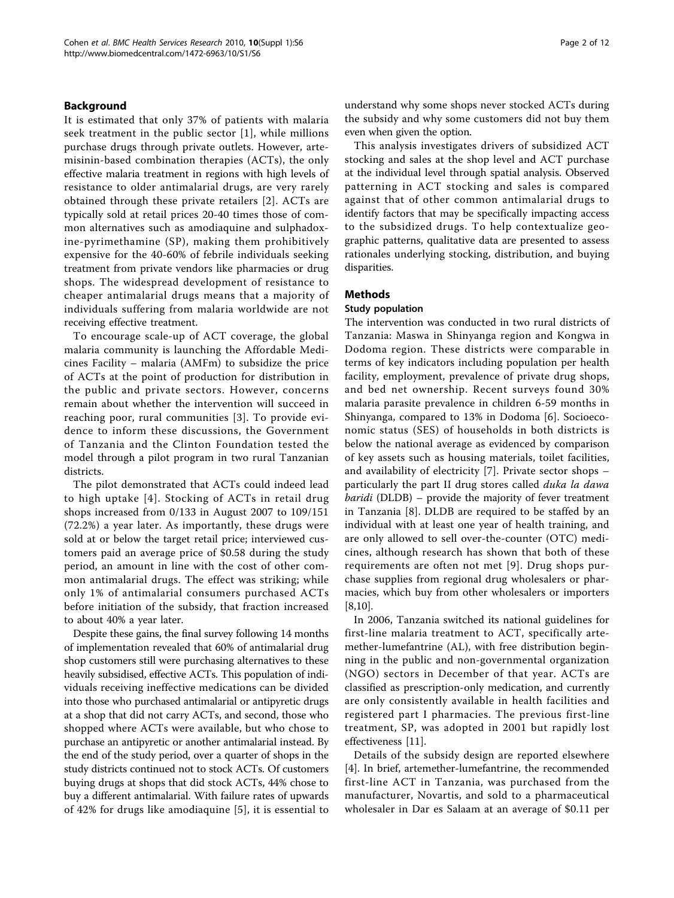## Background

It is estimated that only 37% of patients with malaria seek treatment in the public sector [1], while millions purchase drugs through private outlets. However, artemisinin-based combination therapies (ACTs), the only effective malaria treatment in regions with high levels of resistance to older antimalarial drugs, are very rarely obtained through these private retailers [2]. ACTs are typically sold at retail prices 20-40 times those of common alternatives such as amodiaquine and sulphadoxine-pyrimethamine (SP), making them prohibitively expensive for the 40-60% of febrile individuals seeking treatment from private vendors like pharmacies or drug shops. The widespread development of resistance to cheaper antimalarial drugs means that a majority of individuals suffering from malaria worldwide are not receiving effective treatment.

To encourage scale-up of ACT coverage, the global malaria community is launching the Affordable Medicines Facility – malaria (AMFm) to subsidize the price of ACTs at the point of production for distribution in the public and private sectors. However, concerns remain about whether the intervention will succeed in reaching poor, rural communities [3]. To provide evidence to inform these discussions, the Government of Tanzania and the Clinton Foundation tested the model through a pilot program in two rural Tanzanian districts.

The pilot demonstrated that ACTs could indeed lead to high uptake [4]. Stocking of ACTs in retail drug shops increased from 0/133 in August 2007 to 109/151 (72.2%) a year later. As importantly, these drugs were sold at or below the target retail price; interviewed customers paid an average price of $0.58 during the study period, an amount in line with the cost of other common antimalarial drugs. The effect was striking; while only 1% of antimalarial consumers purchased ACTs before initiation of the subsidy, that fraction increased to about 40% a year later.

Despite these gains, the final survey following 14 months of implementation revealed that 60% of antimalarial drug shop customers still were purchasing alternatives to these heavily subsidised, effective ACTs. This population of individuals receiving ineffective medications can be divided into those who purchased antimalarial or antipyretic drugs at a shop that did not carry ACTs, and second, those who shopped where ACTs were available, but who chose to purchase an antipyretic or another antimalarial instead. By the end of the study period, over a quarter of shops in the study districts continued not to stock ACTs. Of customers buying drugs at shops that did stock ACTs, 44% chose to buy a different antimalarial. With failure rates of upwards of 42% for drugs like amodiaquine [5], it is essential to understand why some shops never stocked ACTs during the subsidy and why some customers did not buy them even when given the option.

This analysis investigates drivers of subsidized ACT stocking and sales at the shop level and ACT purchase at the individual level through spatial analysis. Observed patterning in ACT stocking and sales is compared against that of other common antimalarial drugs to identify factors that may be specifically impacting access to the subsidized drugs. To help contextualize geographic patterns, qualitative data are presented to assess rationales underlying stocking, distribution, and buying disparities.

## Methods

### Study population

The intervention was conducted in two rural districts of Tanzania: Maswa in Shinyanga region and Kongwa in Dodoma region. These districts were comparable in terms of key indicators including population per health facility, employment, prevalence of private drug shops, and bed net ownership. Recent surveys found 30% malaria parasite prevalence in children 6-59 months in Shinyanga, compared to 13% in Dodoma [6]. Socioeconomic status (SES) of households in both districts is below the national average as evidenced by comparison of key assets such as housing materials, toilet facilities, and availability of electricity [7]. Private sector shops – particularly the part II drug stores called *duka la dawa baridi* (DLDB) – provide the majority of fever treatment in Tanzania [8]. DLDB are required to be staffed by an individual with at least one year of health training, and are only allowed to sell over-the-counter (OTC) medicines, although research has shown that both of these requirements are often not met [9]. Drug shops purchase supplies from regional drug wholesalers or pharmacies, which buy from other wholesalers or importers [8,10].

In 2006, Tanzania switched its national guidelines for first-line malaria treatment to ACT, specifically artemether-lumefantrine (AL), with free distribution beginning in the public and non-governmental organization (NGO) sectors in December of that year. ACTs are classified as prescription-only medication, and currently are only consistently available in health facilities and registered part I pharmacies. The previous first-line treatment, SP, was adopted in 2001 but rapidly lost effectiveness [11].

Details of the subsidy design are reported elsewhere [4]. In brief, artemether-lumefantrine, the recommended first-line ACT in Tanzania, was purchased from the manufacturer, Novartis, and sold to a pharmaceutical wholesaler in Dar es Salaam at an average of $0.11 per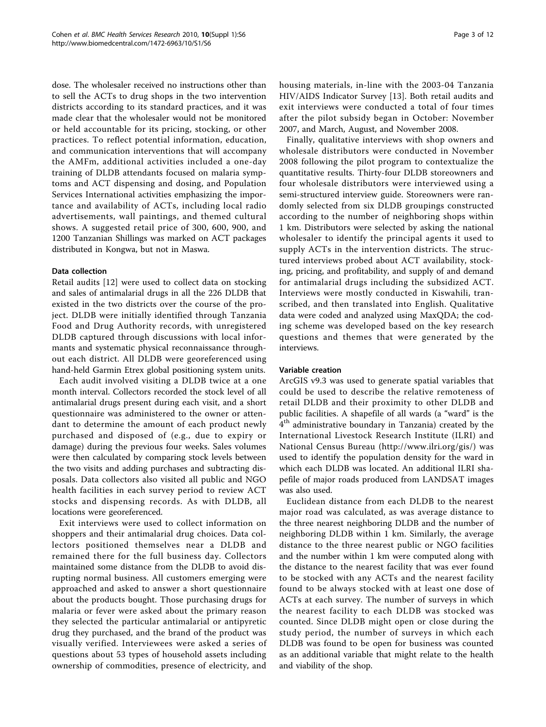dose. The wholesaler received no instructions other than to sell the ACTs to drug shops in the two intervention districts according to its standard practices, and it was made clear that the wholesaler would not be monitored or held accountable for its pricing, stocking, or other practices. To reflect potential information, education, and communication interventions that will accompany the AMFm, additional activities included a one-day training of DLDB attendants focused on malaria symptoms and ACT dispensing and dosing, and Population Services International activities emphasizing the importance and availability of ACTs, including local radio advertisements, wall paintings, and themed cultural shows. A suggested retail price of 300, 600, 900, and 1200 Tanzanian Shillings was marked on ACT packages distributed in Kongwa, but not in Maswa.

### Data collection

Retail audits [12] were used to collect data on stocking and sales of antimalarial drugs in all the 226 DLDB that existed in the two districts over the course of the project. DLDB were initially identified through Tanzania Food and Drug Authority records, with unregistered DLDB captured through discussions with local informants and systematic physical reconnaissance throughout each district. All DLDB were georeferenced using hand-held Garmin Etrex global positioning system units.

Each audit involved visiting a DLDB twice at a one month interval. Collectors recorded the stock level of all antimalarial drugs present during each visit, and a short questionnaire was administered to the owner or attendant to determine the amount of each product newly purchased and disposed of (e.g., due to expiry or damage) during the previous four weeks. Sales volumes were then calculated by comparing stock levels between the two visits and adding purchases and subtracting disposals. Data collectors also visited all public and NGO health facilities in each survey period to review ACT stocks and dispensing records. As with DLDB, all locations were georeferenced.

Exit interviews were used to collect information on shoppers and their antimalarial drug choices. Data collectors positioned themselves near a DLDB and remained there for the full business day. Collectors maintained some distance from the DLDB to avoid disrupting normal business. All customers emerging were approached and asked to answer a short questionnaire about the products bought. Those purchasing drugs for malaria or fever were asked about the primary reason they selected the particular antimalarial or antipyretic drug they purchased, and the brand of the product was visually verified. Interviewees were asked a series of questions about 53 types of household assets including ownership of commodities, presence of electricity, and housing materials, in-line with the 2003-04 Tanzania HIV/AIDS Indicator Survey [13]. Both retail audits and exit interviews were conducted a total of four times after the pilot subsidy began in October: November 2007, and March, August, and November 2008.

Finally, qualitative interviews with shop owners and wholesale distributors were conducted in November 2008 following the pilot program to contextualize the quantitative results. Thirty-four DLDB storeowners and four wholesale distributors were interviewed using a semi-structured interview guide. Storeowners were randomly selected from six DLDB groupings constructed according to the number of neighboring shops within 1 km. Distributors were selected by asking the national wholesaler to identify the principal agents it used to supply ACTs in the intervention districts. The structured interviews probed about ACT availability, stocking, pricing, and profitability, and supply of and demand for antimalarial drugs including the subsidized ACT. Interviews were mostly conducted in Kiswahili, transcribed, and then translated into English. Qualitative data were coded and analyzed using MaxQDA; the coding scheme was developed based on the key research questions and themes that were generated by the interviews.

### Variable creation

ArcGIS v9.3 was used to generate spatial variables that could be used to describe the relative remoteness of retail DLDB and their proximity to other DLDB and public facilities. A shapefile of all wards (a "ward" is the 4th administrative boundary in Tanzania) created by the International Livestock Research Institute (ILRI) and National Census Bureau (http://www.ilri.org/gis/) was used to identify the population density for the ward in which each DLDB was located. An additional ILRI shapefile of major roads produced from LANDSAT images was also used.

Euclidean distance from each DLDB to the nearest major road was calculated, as was average distance to the three nearest neighboring DLDB and the number of neighboring DLDB within 1 km. Similarly, the average distance to the three nearest public or NGO facilities and the number within 1 km were computed along with the distance to the nearest facility that was ever found to be stocked with any ACTs and the nearest facility found to be always stocked with at least one dose of ACTs at each survey. The number of surveys in which the nearest facility to each DLDB was stocked was counted. Since DLDB might open or close during the study period, the number of surveys in which each DLDB was found to be open for business was counted as an additional variable that might relate to the health and viability of the shop.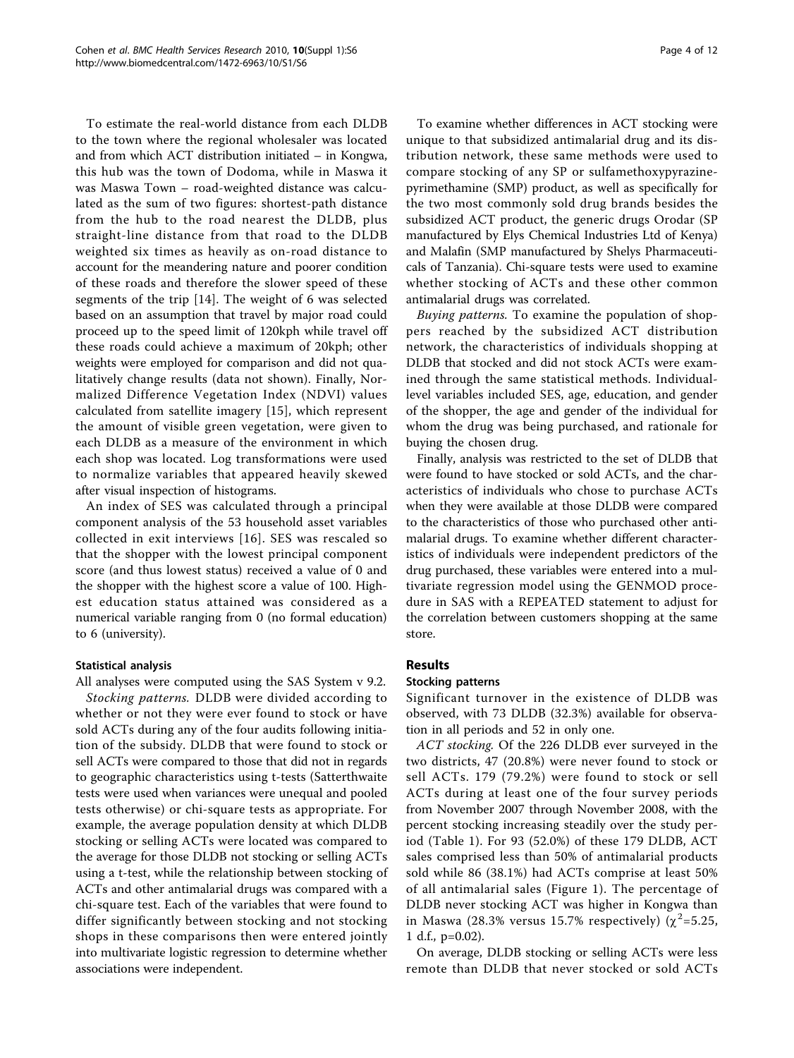To estimate the real-world distance from each DLDB to the town where the regional wholesaler was located and from which ACT distribution initiated – in Kongwa, this hub was the town of Dodoma, while in Maswa it was Maswa Town – road-weighted distance was calculated as the sum of two figures: shortest-path distance from the hub to the road nearest the DLDB, plus straight-line distance from that road to the DLDB weighted six times as heavily as on-road distance to account for the meandering nature and poorer condition of these roads and therefore the slower speed of these segments of the trip [14]. The weight of 6 was selected based on an assumption that travel by major road could proceed up to the speed limit of 120kph while travel off these roads could achieve a maximum of 20kph; other weights were employed for comparison and did not qualitatively change results (data not shown). Finally, Normalized Difference Vegetation Index (NDVI) values calculated from satellite imagery [15], which represent the amount of visible green vegetation, were given to each DLDB as a measure of the environment in which each shop was located. Log transformations were used to normalize variables that appeared heavily skewed after visual inspection of histograms.

An index of SES was calculated through a principal component analysis of the 53 household asset variables collected in exit interviews [16]. SES was rescaled so that the shopper with the lowest principal component score (and thus lowest status) received a value of 0 and the shopper with the highest score a value of 100. Highest education status attained was considered as a numerical variable ranging from 0 (no formal education) to 6 (university).

#### Statistical analysis

All analyses were computed using the SAS System v 9.2.

*Stocking patterns.* DLDB were divided according to whether or not they were ever found to stock or have sold ACTs during any of the four audits following initiation of the subsidy. DLDB that were found to stock or sell ACTs were compared to those that did not in regards to geographic characteristics using t-tests (Satterthwaite tests were used when variances were unequal and pooled tests otherwise) or chi-square tests as appropriate. For example, the average population density at which DLDB stocking or selling ACTs were located was compared to the average for those DLDB not stocking or selling ACTs using a t-test, while the relationship between stocking of ACTs and other antimalarial drugs was compared with a chi-square test. Each of the variables that were found to differ significantly between stocking and not stocking shops in these comparisons then were entered jointly into multivariate logistic regression to determine whether associations were independent.

To examine whether differences in ACT stocking were unique to that subsidized antimalarial drug and its distribution network, these same methods were used to compare stocking of any SP or sulfamethoxypyrazine-pyrimethamine (SMP) product, as well as specifically for the two most commonly sold drug brands besides the subsidized ACT product, the generic drugs Orodar (SP manufactured by Elys Chemical Industries Ltd of Kenya) and Malafin (SMP manufactured by Shelys Pharmaceuticals of Tanzania). Chi-square tests were used to examine whether stocking of ACTs and these other common antimalarial drugs was correlated.

*Buying patterns.* To examine the population of shoppers reached by the subsidized ACT distribution network, the characteristics of individuals shopping at DLDB that stocked and did not stock ACTs were examined through the same statistical methods. Individual-level variables included SES, age, education, and gender of the shopper, the age and gender of the individual for whom the drug was being purchased, and rationale for buying the chosen drug.

Finally, analysis was restricted to the set of DLDB that were found to have stocked or sold ACTs, and the characteristics of individuals who chose to purchase ACTs when they were available at those DLDB were compared to the characteristics of those who purchased other antimalarial drugs. To examine whether different characteristics of individuals were independent predictors of the drug purchased, these variables were entered into a multivariate regression model using the GENMOD procedure in SAS with a REPEATED statement to adjust for the correlation between customers shopping at the same store.

## Results

#### Stocking patterns

Significant turnover in the existence of DLDB was observed, with 73 DLDB (32.3%) available for observation in all periods and 52 in only one.

*ACT stocking.* Of the 226 DLDB ever surveyed in the two districts, 47 (20.8%) were never found to stock or sell ACTs. 179 (79.2%) were found to stock or sell ACTs during at least one of the four survey periods from November 2007 through November 2008, with the percent stocking increasing steadily over the study period (Table 1). For 93 (52.0%) of these 179 DLDB, ACT sales comprised less than 50% of antimalarial products sold while 86 (38.1%) had ACTs comprise at least 50% of all antimalarial sales (Figure 1). The percentage of DLDB never stocking ACT was higher in Kongwa than in Maswa (28.3% versus 15.7% respectively) ($\chi^2$=5.25, 1 d.f., p=0.02).

On average, DLDB stocking or selling ACTs were less remote than DLDB that never stocked or sold ACTs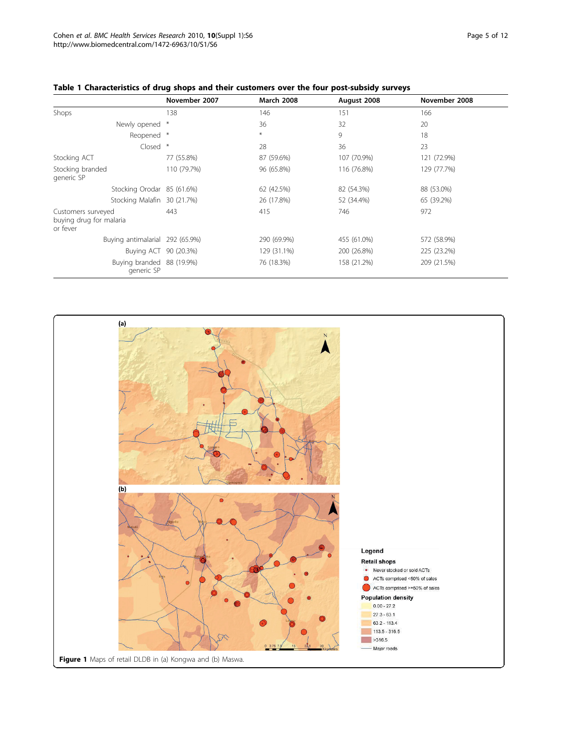**Table 1 Characteristics of drug shops and their customers over the four post-subsidy surveys**

| | November 2007 | March 2008 | August 2008 | November 2008 |
|---|---|---|---|---|
| Shops | 138 | 146 | 151 | 166 |
| Newly opened | * | 36 | 32 | 20 |
| Reopened | * | * | 9 | 18 |
| Closed | * | 28 | 36 | 23 |
| Stocking ACT | 77 (55.8%) | 87 (59.6%) | 107 (70.9%) | 121 (72.9%) |
| Stocking branded generic SP | 110 (79.7%) | 96 (65.8%) | 116 (76.8%) | 129 (77.7%) |
| Stocking Orodar | 85 (61.6%) | 62 (42.5%) | 82 (54.3%) | 88 (53.0%) |
| Stocking Malafin | 30 (21.7%) | 26 (17.8%) | 52 (34.4%) | 65 (39.2%) |
| Customers surveyed buying drug for malaria or fever | 443 | 415 | 746 | 972 |
| Buying antimalarial | 292 (65.9%) | 290 (69.9%) | 455 (61.0%) | 572 (58.9%) |
| Buying ACT | 90 (20.3%) | 129 (31.1%) | 200 (26.8%) | 225 (23.2%) |
| Buying branded generic SP | 88 (19.9%) | 76 (18.3%) | 158 (21.2%) | 209 (21.5%) |

**Figure 1** Maps of retail DLDB in (a) Kongwa and (b) Maswa.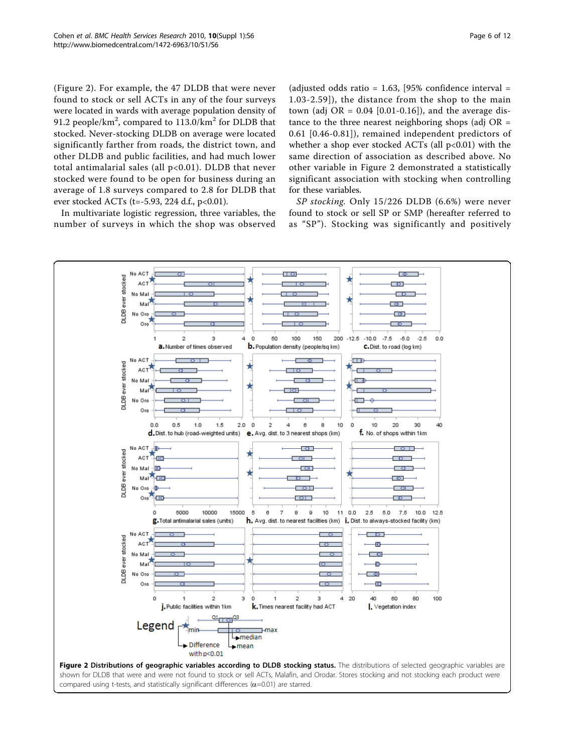(Figure 2). For example, the 47 DLDB that were never found to stock or sell ACTs in any of the four surveys were located in wards with average population density of 91.2 people/km$^2$, compared to 113.0/km$^2$ for DLDB that stocked. Never-stocking DLDB on average were located significantly farther from roads, the district town, and other DLDB and public facilities, and had much lower total antimalarial sales (all p<0.01). DLDB that never stocked were found to be open for business during an average of 1.8 surveys compared to 2.8 for DLDB that ever stocked ACTs (t=-5.93, 224 d.f., p<0.01).

In multivariate logistic regression, three variables, the number of surveys in which the shop was observed (adjusted odds ratio = 1.63, [95% confidence interval = 1.03-2.59]), the distance from the shop to the main town (adj OR = 0.04 [0.01-0.16]), and the average distance to the three nearest neighboring shops (adj OR = 0.61 [0.46-0.81]), remained independent predictors of whether a shop ever stocked ACTs (all p<0.01) with the same direction of association as described above. No other variable in Figure 2 demonstrated a statistically significant association with stocking when controlling for these variables.

*SP stocking.* Only 15/226 DLDB (6.6%) were never found to stock or sell SP or SMP (hereafter referred to as "SP"). Stocking was significantly and positively

**Figure 2 Distributions of geographic variables according to DLDB stocking status.** The distributions of selected geographic variables are shown for DLDB that were and were not found to stock or sell ACTs, Malafin, and Orodar. Stores stocking and not stocking each product were compared using t-tests, and statistically significant differences (α=0.01) are starred.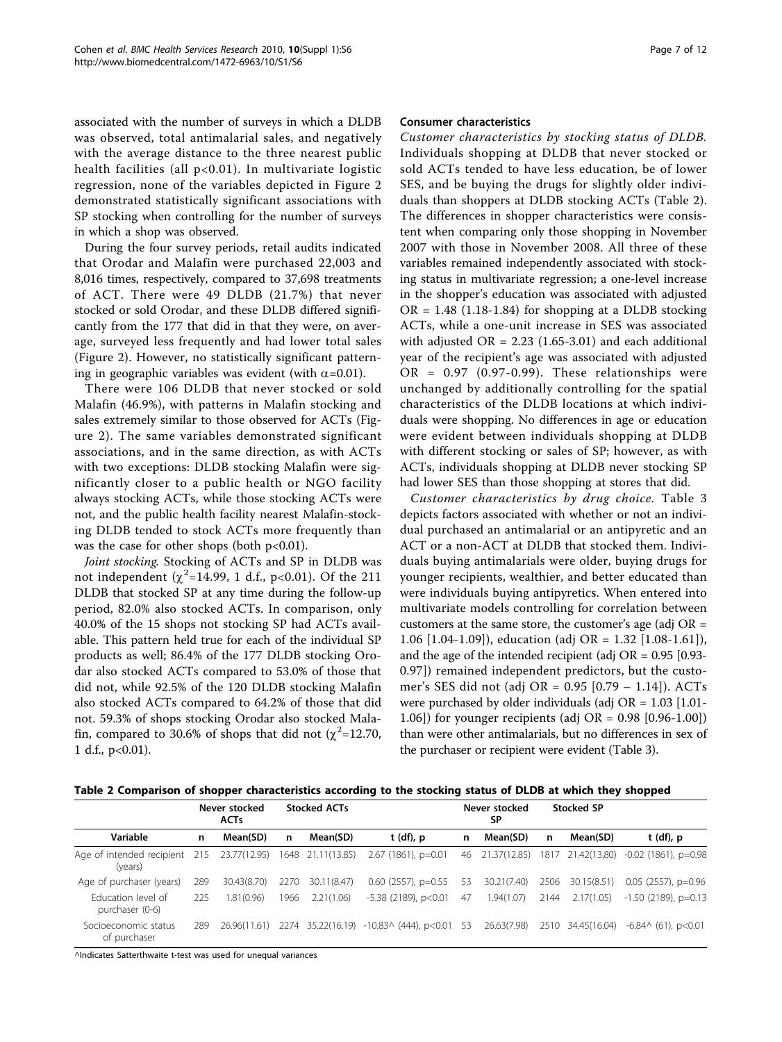associated with the number of surveys in which a DLDB was observed, total antimalarial sales, and negatively with the average distance to the three nearest public health facilities (all $p<0.01$). In multivariate logistic regression, none of the variables depicted in Figure 2 demonstrated statistically significant associations with SP stocking when controlling for the number of surveys in which a shop was observed.

During the four survey periods, retail audits indicated that Orodar and Malafin were purchased 22,003 and 8,016 times, respectively, compared to 37,698 treatments of ACT. There were 49 DLDB (21.7%) that never stocked or sold Orodar, and these DLDB differed significantly from the 177 that did in that they were, on average, surveyed less frequently and had lower total sales (Figure 2). However, no statistically significant patterning in geographic variables was evident (with $\alpha=0.01$).

There were 106 DLDB that never stocked or sold Malafin (46.9%), with patterns in Malafin stocking and sales extremely similar to those observed for ACTs (Figure 2). The same variables demonstrated significant associations, and in the same direction, as with ACTs with two exceptions: DLDB stocking Malafin were significantly closer to a public health or NGO facility always stocking ACTs, while those stocking ACTs were not, and the public health facility nearest Malafin-stocking DLDB tended to stock ACTs more frequently than was the case for other shops (both $p<0.01$).

*Joint stocking.* Stocking of ACTs and SP in DLDB was not independent ($\chi^2=14.99$, 1 d.f., $p<0.01$). Of the 211 DLDB that stocked SP at any time during the follow-up period, 82.0% also stocked ACTs. In comparison, only 40.0% of the 15 shops not stocking SP had ACTs available. This pattern held true for each of the individual SP products as well; 86.4% of the 177 DLDB stocking Orodar also stocked ACTs compared to 53.0% of those that did not, while 92.5% of the 120 DLDB stocking Malafin also stocked ACTs compared to 64.2% of those that did not. 59.3% of shops stocking Orodar also stocked Malafin, compared to 30.6% of shops that did not ($\chi^2=12.70$, 1 d.f., $p<0.01$).

### Consumer characteristics

*Customer characteristics by stocking status of DLDB.* Individuals shopping at DLDB that never stocked or sold ACTs tended to have less education, be of lower SES, and be buying the drugs for slightly older individuals than shoppers at DLDB stocking ACTs (Table 2). The differences in shopper characteristics were consistent when comparing only those shopping in November 2007 with those in November 2008. All three of these variables remained independently associated with stocking status in multivariate regression; a one-level increase in the shopper's education was associated with adjusted OR = 1.48 (1.18-1.84) for shopping at a DLDB stocking ACTs, while a one-unit increase in SES was associated with adjusted OR = 2.23 (1.65-3.01) and each additional year of the recipient's age was associated with adjusted OR = 0.97 (0.97-0.99). These relationships were unchanged by additionally controlling for the spatial characteristics of the DLDB locations at which individuals were shopping. No differences in age or education were evident between individuals shopping at DLDB with different stocking or sales of SP; however, as with ACTs, individuals shopping at DLDB never stocking SP had lower SES than those shopping at stores that did.

*Customer characteristics by drug choice.* Table 3 depicts factors associated with whether or not an individual purchased an antimalarial or an antipyretic and an ACT or a non-ACT at DLDB that stocked them. Individuals buying antimalarials were older, buying drugs for younger recipients, wealthier, and better educated than were individuals buying antipyretics. When entered into multivariate models controlling for correlation between customers at the same store, the customer's age (adj OR = 1.06 [1.04-1.09]), education (adj OR = 1.32 [1.08-1.61]), and the age of the intended recipient (adj OR = 0.95 [0.93-0.97]) remained independent predictors, but the customer's SES did not (adj OR = 0.95 [0.79 – 1.14]). ACTs were purchased by older individuals (adj OR = 1.03 [1.01-1.06]) for younger recipients (adj OR = 0.98 [0.96-1.00]) than were other antimalarials, but no differences in sex of the purchaser or recipient were evident (Table 3).

**Table 2 Comparison of shopper characteristics according to the stocking status of DLDB at which they shopped**

| | Never stocked ACTs | | Stocked ACTs | | | Never stocked SP | | Stocked SP | | |
|---|---|---|---|---|---|---|---|---|---|---|
| Variable | n | Mean(SD) | n | Mean(SD) | t (df), p | n | Mean(SD) | n | Mean(SD) | t (df), p |
| Age of intended recipient (years) | 215 | 23.77(12.95) | 1648 | 21.11(13.85) | 2.67 (1861), p=0.01 | 46 | 21.37(12.85) | 1817 | 21.42(13.80) | -0.02 (1861), p=0.98 |
| Age of purchaser (years) | 289 | 30.43(8.70) | 2270 | 30.11(8.47) | 0.60 (2557), p=0.55 | 53 | 30.21(7.40) | 2506 | 30.15(8.51) | 0.05 (2557), p=0.96 |
| Education level of purchaser (0-6) | 225 | 1.81(0.96) | 1966 | 2.21(1.06) | -5.38 (2189), p<0.01 | 47 | 1.94(1.07) | 2144 | 2.17(1.05) | -1.50 (2189), p=0.13 |
| Socioeconomic status of purchaser | 289 | 26.96(11.61) | 2274 | 35.22(16.19) | -10.83^ (444), p<0.01 | 53 | 26.63(7.98) | 2510 | 34.45(16.04) | -6.84^ (61), p<0.01 |

^Indicates Satterthwaite t-test was used for unequal variances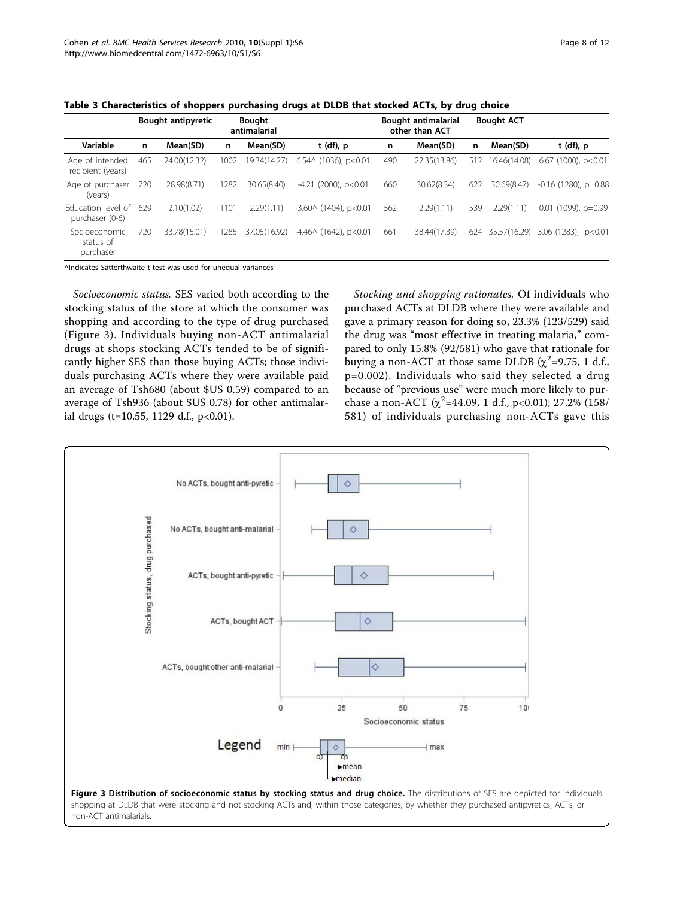**Table 3 Characteristics of shoppers purchasing drugs at DLDB that stocked ACTs, by drug choice**

| | Bought antipyretic | | Bought antimalarial | | | Bought antimalarial other than ACT | | Bought ACT | | |
|---|---|---|---|---|---|---|---|---|---|---|
| Variable | n | Mean(SD) | n | Mean(SD) | t (df), p | n | Mean(SD) | n | Mean(SD) | t (df), p |
| Age of intended recipient (years) | 465 | 24.00(12.32) | 1002 | 19.34(14.27) | 6.54^ (1036), p<0.01 | 490 | 22.35(13.86) | 512 | 16.46(14.08) | 6.67 (1000), p<0.01 |
| Age of purchaser (years) | 720 | 28.98(8.71) | 1282 | 30.65(8.40) | -4.21 (2000), p<0.01 | 660 | 30.62(8.34) | 622 | 30.69(8.47) | -0.16 (1280), p=0.88 |
| Education level of purchaser (0-6) | 629 | 2.10(1.02) | 1101 | 2.29(1.11) | -3.60^ (1404), p<0.01 | 562 | 2.29(1.11) | 539 | 2.29(1.11) | 0.01 (1099), p=0.99 |
| Socioeconomic status of purchaser | 720 | 33.78(15.01) | 1285 | 37.05(16.92) | -4.46^ (1642), p<0.01 | 661 | 38.44(17.39) | 624 | 35.57(16.29) | 3.06 (1283), p<0.01 |

^Indicates Satterthwaite t-test was used for unequal variances

*Socioeconomic status.* SES varied both according to the stocking status of the store at which the consumer was shopping and according to the type of drug purchased (Figure 3). Individuals buying non-ACT antimalarial drugs at shops stocking ACTs tended to be of significantly higher SES than those buying ACTs; those individuals purchasing ACTs where they were available paid an average of Tsh680 (about $US 0.59) compared to an average of Tsh936 (about $US 0.78) for other antimalarial drugs (t=10.55, 1129 d.f., p<0.01).

*Stocking and shopping rationales.* Of individuals who purchased ACTs at DLDB where they were available and gave a primary reason for doing so, 23.3% (123/529) said the drug was "most effective in treating malaria," compared to only 15.8% (92/581) who gave that rationale for buying a non-ACT at those same DLDB ($\chi^2$=9.75, 1 d.f., p=0.002). Individuals who said they selected a drug because of "previous use" were much more likely to purchase a non-ACT ($\chi^2$=44.09, 1 d.f., p<0.01); 27.2% (158/581) of individuals purchasing non-ACTs gave this

**Figure 3 Distribution of socioeconomic status by stocking status and drug choice.** The distributions of SES are depicted for individuals shopping at DLDB that were stocking and not stocking ACTs and, within those categories, by whether they purchased antipyretics, ACTs, or non-ACT antimalarials.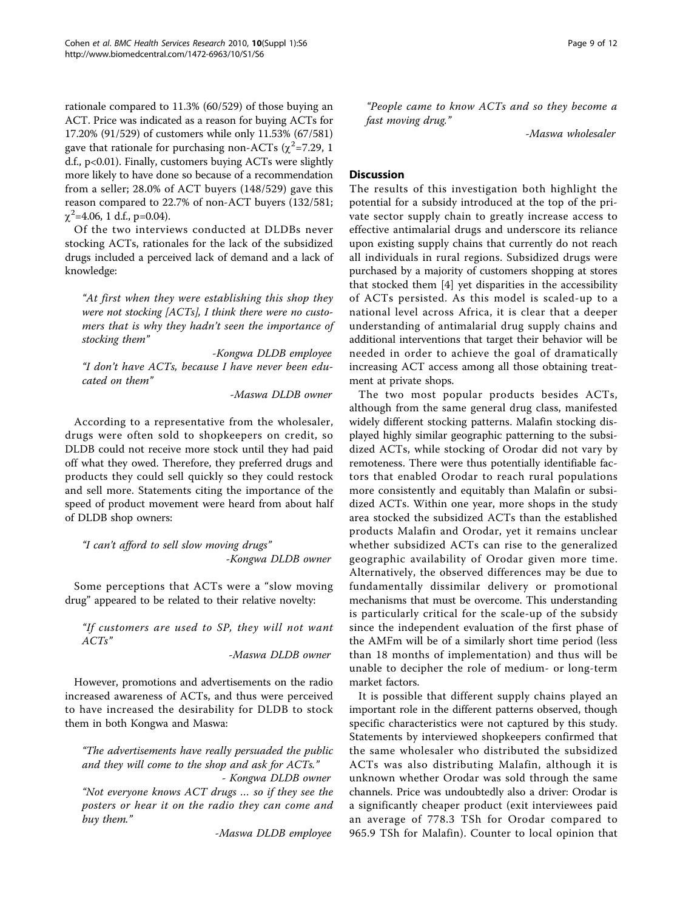rationale compared to 11.3% (60/529) of those buying an ACT. Price was indicated as a reason for buying ACTs for 17.20% (91/529) of customers while only 11.53% (67/581) gave that rationale for purchasing non-ACTs ($\chi^2$=7.29, 1 d.f., p<0.01). Finally, customers buying ACTs were slightly more likely to have done so because of a recommendation from a seller; 28.0% of ACT buyers (148/529) gave this reason compared to 22.7% of non-ACT buyers (132/581; $\chi^2$=4.06, 1 d.f., p=0.04).

Of the two interviews conducted at DLDBs never stocking ACTs, rationales for the lack of the subsidized drugs included a perceived lack of demand and a lack of knowledge:

> *"At first when they were establishing this shop they were not stocking [ACTs], I think there were no customers that is why they hadn't seen the importance of stocking them"*
>
> -Kongwa DLDB employee
>
> *"I don't have ACTs, because I have never been educated on them"*
>
> -Maswa DLDB owner

According to a representative from the wholesaler, drugs were often sold to shopkeepers on credit, so DLDB could not receive more stock until they had paid off what they owed. Therefore, they preferred drugs and products they could sell quickly so they could restock and sell more. Statements citing the importance of the speed of product movement were heard from about half of DLDB shop owners:

> *"I can't afford to sell slow moving drugs"*
>
> -Kongwa DLDB owner

Some perceptions that ACTs were a "slow moving drug" appeared to be related to their relative novelty:

> *"If customers are used to SP, they will not want ACTs"*
>
> -Maswa DLDB owner

However, promotions and advertisements on the radio increased awareness of ACTs, and thus were perceived to have increased the desirability for DLDB to stock them in both Kongwa and Maswa:

> *"The advertisements have really persuaded the public and they will come to the shop and ask for ACTs."*
>
> - Kongwa DLDB owner
>
> *"Not everyone knows ACT drugs ... so if they see the posters or hear it on the radio they can come and buy them."*
>
> -Maswa DLDB employee
>
> *"People came to know ACTs and so they become a fast moving drug."*
>
> -Maswa wholesaler

## Discussion

The results of this investigation both highlight the potential for a subsidy introduced at the top of the private sector supply chain to greatly increase access to effective antimalarial drugs and underscore its reliance upon existing supply chains that currently do not reach all individuals in rural regions. Subsidized drugs were purchased by a majority of customers shopping at stores that stocked them [4] yet disparities in the accessibility of ACTs persisted. As this model is scaled-up to a national level across Africa, it is clear that a deeper understanding of antimalarial drug supply chains and additional interventions that target their behavior will be needed in order to achieve the goal of dramatically increasing ACT access among all those obtaining treatment at private shops.

The two most popular products besides ACTs, although from the same general drug class, manifested widely different stocking patterns. Malafin stocking displayed highly similar geographic patterning to the subsidized ACTs, while stocking of Orodar did not vary by remoteness. There were thus potentially identifiable factors that enabled Orodar to reach rural populations more consistently and equitably than Malafin or subsidized ACTs. Within one year, more shops in the study area stocked the subsidized ACTs than the established products Malafin and Orodar, yet it remains unclear whether subsidized ACTs can rise to the generalized geographic availability of Orodar given more time. Alternatively, the observed differences may be due to fundamentally dissimilar delivery or promotional mechanisms that must be overcome. This understanding is particularly critical for the scale-up of the subsidy since the independent evaluation of the first phase of the AMFm will be of a similarly short time period (less than 18 months of implementation) and thus will be unable to decipher the role of medium- or long-term market factors.

It is possible that different supply chains played an important role in the different patterns observed, though specific characteristics were not captured by this study. Statements by interviewed shopkeepers confirmed that the same wholesaler who distributed the subsidized ACTs was also distributing Malafin, although it is unknown whether Orodar was sold through the same channels. Price was undoubtedly also a driver: Orodar is a significantly cheaper product (exit interviewees paid an average of 778.3 TSh for Orodar compared to 965.9 TSh for Malafin). Counter to local opinion that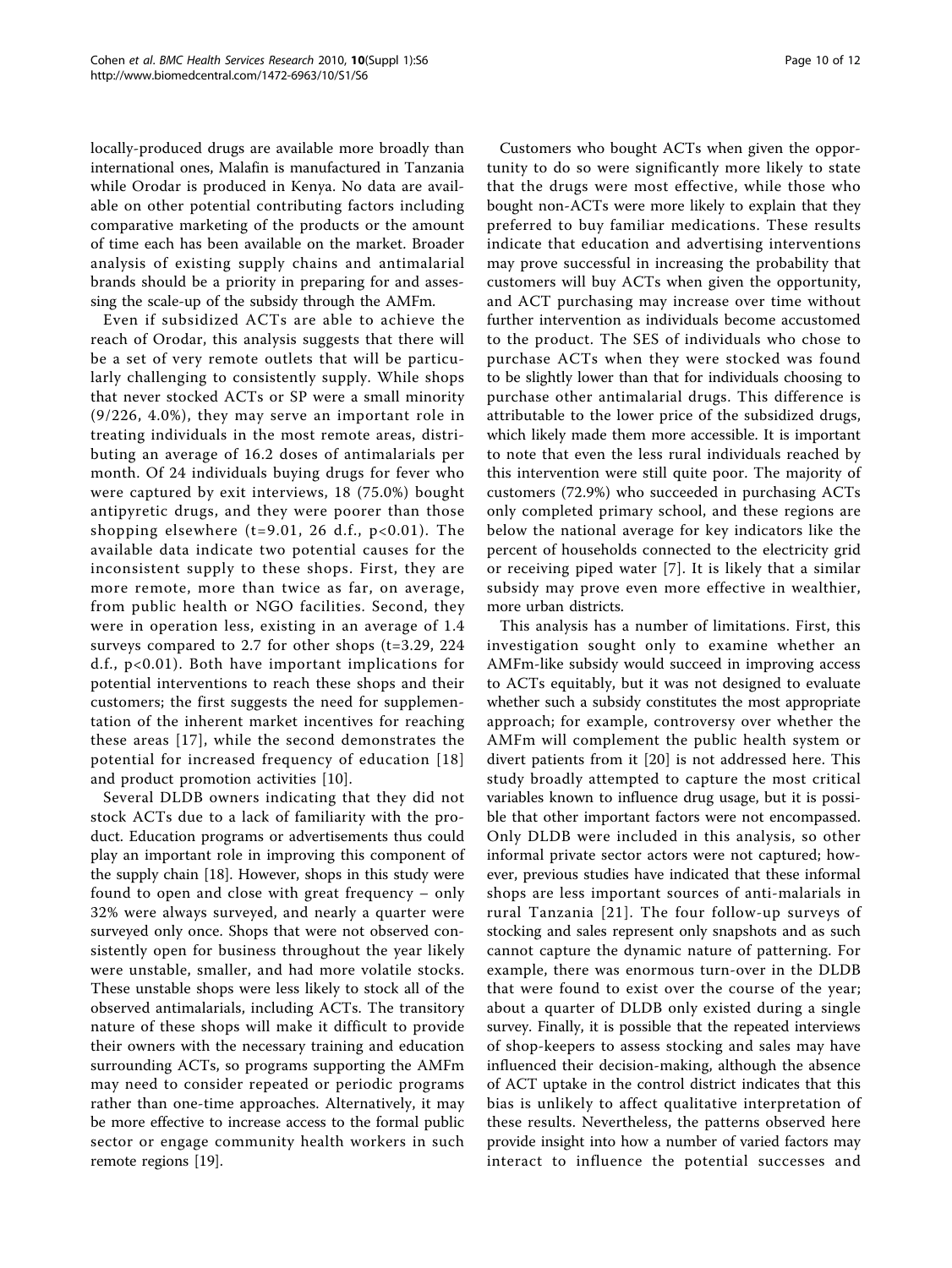locally-produced drugs are available more broadly than international ones, Malafin is manufactured in Tanzania while Orodar is produced in Kenya. No data are available on other potential contributing factors including comparative marketing of the products or the amount of time each has been available on the market. Broader analysis of existing supply chains and antimalarial brands should be a priority in preparing for and assessing the scale-up of the subsidy through the AMFm.

Even if subsidized ACTs are able to achieve the reach of Orodar, this analysis suggests that there will be a set of very remote outlets that will be particularly challenging to consistently supply. While shops that never stocked ACTs or SP were a small minority (9/226, 4.0%), they may serve an important role in treating individuals in the most remote areas, distributing an average of 16.2 doses of antimalarials per month. Of 24 individuals buying drugs for fever who were captured by exit interviews, 18 (75.0%) bought antipyretic drugs, and they were poorer than those shopping elsewhere ($t=9.01$, 26 d.f., $p<0.01$). The available data indicate two potential causes for the inconsistent supply to these shops. First, they are more remote, more than twice as far, on average, from public health or NGO facilities. Second, they were in operation less, existing in an average of 1.4 surveys compared to 2.7 for other shops ($t=3.29$, 224 d.f., $p<0.01$). Both have important implications for potential interventions to reach these shops and their customers; the first suggests the need for supplementation of the inherent market incentives for reaching these areas [17], while the second demonstrates the potential for increased frequency of education [18] and product promotion activities [10].

Several DLDB owners indicating that they did not stock ACTs due to a lack of familiarity with the product. Education programs or advertisements thus could play an important role in improving this component of the supply chain [18]. However, shops in this study were found to open and close with great frequency – only 32% were always surveyed, and nearly a quarter were surveyed only once. Shops that were not observed consistently open for business throughout the year likely were unstable, smaller, and had more volatile stocks. These unstable shops were less likely to stock all of the observed antimalarials, including ACTs. The transitory nature of these shops will make it difficult to provide their owners with the necessary training and education surrounding ACTs, so programs supporting the AMFm may need to consider repeated or periodic programs rather than one-time approaches. Alternatively, it may be more effective to increase access to the formal public sector or engage community health workers in such remote regions [19].

Customers who bought ACTs when given the opportunity to do so were significantly more likely to state that the drugs were most effective, while those who bought non-ACTs were more likely to explain that they preferred to buy familiar medications. These results indicate that education and advertising interventions may prove successful in increasing the probability that customers will buy ACTs when given the opportunity, and ACT purchasing may increase over time without further intervention as individuals become accustomed to the product. The SES of individuals who chose to purchase ACTs when they were stocked was found to be slightly lower than that for individuals choosing to purchase other antimalarial drugs. This difference is attributable to the lower price of the subsidized drugs, which likely made them more accessible. It is important to note that even the less rural individuals reached by this intervention were still quite poor. The majority of customers (72.9%) who succeeded in purchasing ACTs only completed primary school, and these regions are below the national average for key indicators like the percent of households connected to the electricity grid or receiving piped water [7]. It is likely that a similar subsidy may prove even more effective in wealthier, more urban districts.

This analysis has a number of limitations. First, this investigation sought only to examine whether an AMFm-like subsidy would succeed in improving access to ACTs equitably, but it was not designed to evaluate whether such a subsidy constitutes the most appropriate approach; for example, controversy over whether the AMFm will complement the public health system or divert patients from it [20] is not addressed here. This study broadly attempted to capture the most critical variables known to influence drug usage, but it is possible that other important factors were not encompassed. Only DLDB were included in this analysis, so other informal private sector actors were not captured; however, previous studies have indicated that these informal shops are less important sources of anti-malarials in rural Tanzania [21]. The four follow-up surveys of stocking and sales represent only snapshots and as such cannot capture the dynamic nature of patterning. For example, there was enormous turn-over in the DLDB that were found to exist over the course of the year; about a quarter of DLDB only existed during a single survey. Finally, it is possible that the repeated interviews of shop-keepers to assess stocking and sales may have influenced their decision-making, although the absence of ACT uptake in the control district indicates that this bias is unlikely to affect qualitative interpretation of these results. Nevertheless, the patterns observed here provide insight into how a number of varied factors may interact to influence the potential successes and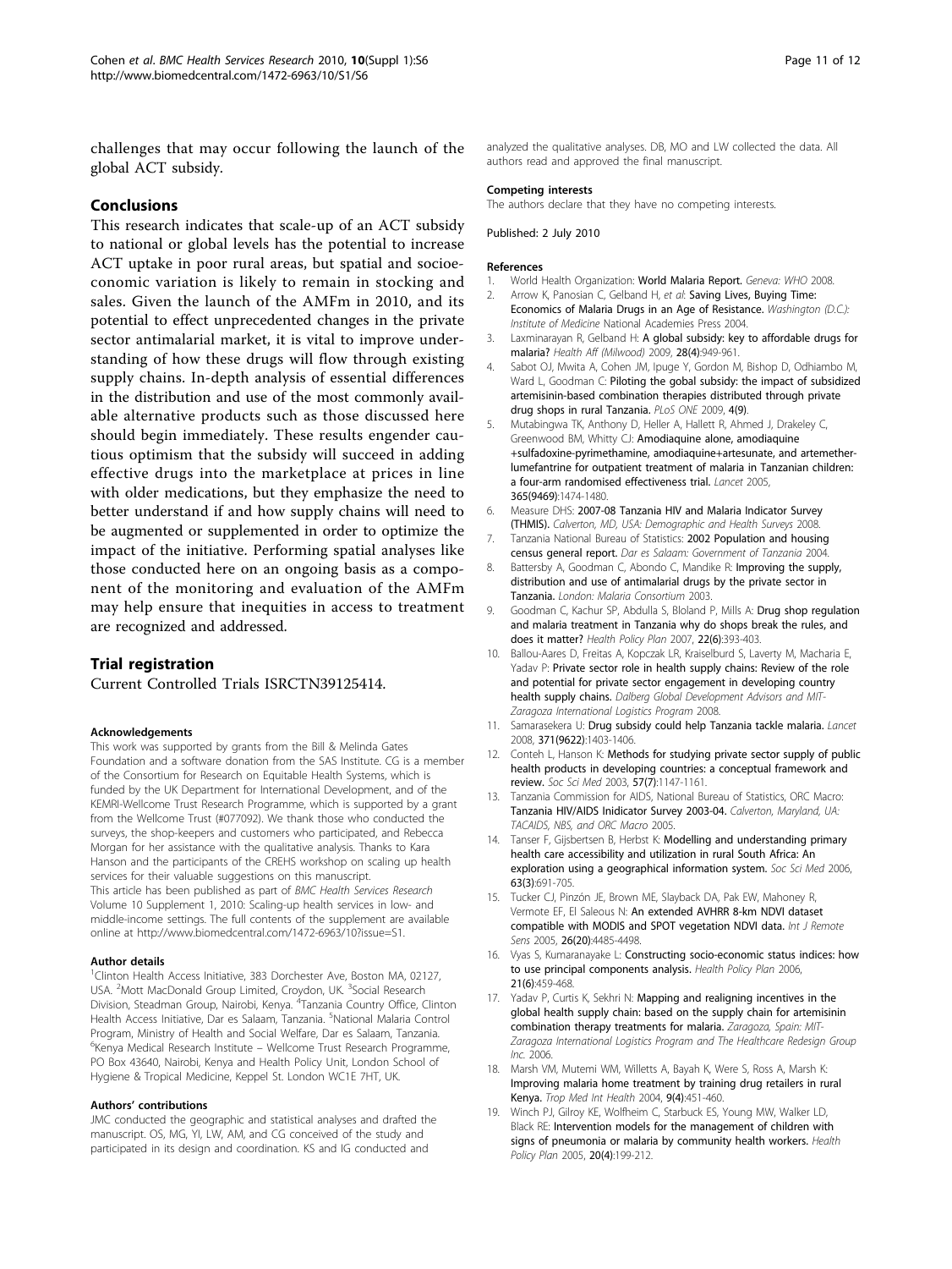challenges that may occur following the launch of the global ACT subsidy.

## Conclusions

This research indicates that scale-up of an ACT subsidy to national or global levels has the potential to increase ACT uptake in poor rural areas, but spatial and socioeconomic variation is likely to remain in stocking and sales. Given the launch of the AMFm in 2010, and its potential to effect unprecedented changes in the private sector antimalarial market, it is vital to improve understanding of how these drugs will flow through existing supply chains. In-depth analysis of essential differences in the distribution and use of the most commonly available alternative products such as those discussed here should begin immediately. These results engender cautious optimism that the subsidy will succeed in adding effective drugs into the marketplace at prices in line with older medications, but they emphasize the need to better understand if and how supply chains will need to be augmented or supplemented in order to optimize the impact of the initiative. Performing spatial analyses like those conducted here on an ongoing basis as a component of the monitoring and evaluation of the AMFm may help ensure that inequities in access to treatment are recognized and addressed.

## Trial registration

Current Controlled Trials ISRCTN39125414.

#### Acknowledgements

This work was supported by grants from the Bill & Melinda Gates Foundation and a software donation from the SAS Institute. CG is a member of the Consortium for Research on Equitable Health Systems, which is funded by the UK Department for International Development, and of the KEMRI-Wellcome Trust Research Programme, which is supported by a grant from the Wellcome Trust (#077092). We thank those who conducted the surveys, the shop-keepers and customers who participated, and Rebecca Morgan for her assistance with the qualitative analysis. Thanks to Kara Hanson and the participants of the CREHS workshop on scaling up health services for their valuable suggestions on this manuscript.
This article has been published as part of *BMC Health Services Research* Volume 10 Supplement 1, 2010: Scaling-up health services in low- and middle-income settings. The full contents of the supplement are available online at http://www.biomedcentral.com/1472-6963/10?issue=S1.

#### Author details

[1]Clinton Health Access Initiative, 383 Dorchester Ave, Boston MA, 02127, USA. [2]Mott MacDonald Group Limited, Croydon, UK. [3]Social Research Division, Steadman Group, Nairobi, Kenya. [4]Tanzania Country Office, Clinton Health Access Initiative, Dar es Salaam, Tanzania. [5]National Malaria Control Program, Ministry of Health and Social Welfare, Dar es Salaam, Tanzania. [6]Kenya Medical Research Institute – Wellcome Trust Research Programme, PO Box 43640, Nairobi, Kenya and Health Policy Unit, London School of Hygiene & Tropical Medicine, Keppel St. London WC1E 7HT, UK.

#### Authors' contributions

JMC conducted the geographic and statistical analyses and drafted the manuscript. OS, MG, YI, LW, AM, and CG conceived of the study and participated in its design and coordination. KS and IG conducted and analyzed the qualitative analyses. DB, MO and LW collected the data. All authors read and approved the final manuscript.

#### Competing interests

The authors declare that they have no competing interests.

Published: 2 July 2010

#### References

1. World Health Organization: **World Malaria Report.** *Geneva: WHO* 2008.
2. Arrow K, Panosian C, Gelband H, *et al*: **Saving Lives, Buying Time: Economics of Malaria Drugs in an Age of Resistance.** *Washington (D.C.): Institute of Medicine* National Academies Press 2004.
3. Laxminarayan R, Gelband H: **A global subsidy: key to affordable drugs for malaria?** *Health Aff (Milwood)* 2009, **28(4)**:949-961.
4. Sabot OJ, Mwita A, Cohen JM, Ipuge Y, Gordon M, Bishop D, Odhiambo M, Ward L, Goodman C: **Piloting the gobal subsidy: the impact of subsidized artemisinin-based combination therapies distributed through private drug shops in rural Tanzania.** *PLoS ONE* 2009, **4(9)**.
5. Mutabingwa TK, Anthony D, Heller A, Hallett R, Ahmed J, Drakeley C, Greenwood BM, Whitty CJ: **Amodiaquine alone, amodiaquine +sulfadoxine-pyrimethamine, amodiaquine+artesunate, and artemether-lumefantrine for outpatient treatment of malaria in Tanzanian children: a four-arm randomised effectiveness trial.** *Lancet* 2005, **365(9469)**:1474-1480.
6. Measure DHS: **2007-08 Tanzania HIV and Malaria Indicator Survey (THMIS).** *Calverton, MD, USA: Demographic and Health Surveys* 2008.
7. Tanzania National Bureau of Statistics: **2002 Population and housing census general report.** *Dar es Salaam: Government of Tanzania* 2004.
8. Battersby A, Goodman C, Abondo C, Mandike R: **Improving the supply, distribution and use of antimalarial drugs by the private sector in Tanzania.** *London: Malaria Consortium* 2003.
9. Goodman C, Kachur SP, Abdulla S, Bloland P, Mills A: **Drug shop regulation and malaria treatment in Tanzania why do shops break the rules, and does it matter?** *Health Policy Plan* 2007, **22(6)**:393-403.
10. Ballou-Aares D, Freitas A, Kopczak LR, Kraiselburd S, Laverty M, Macharia E, Yadav P: **Private sector role in health supply chains: Review of the role and potential for private sector engagement in developing country health supply chains.** *Dalberg Global Development Advisors and MIT-Zaragoza International Logistics Program* 2008.
11. Samarasekera U: **Drug subsidy could help Tanzania tackle malaria.** *Lancet* 2008, **371(9622)**:1403-1406.
12. Conteh L, Hanson K: **Methods for studying private sector supply of public health products in developing countries: a conceptual framework and review.** *Soc Sci Med* 2003, **57(7)**:1147-1161.
13. Tanzania Commission for AIDS, National Bureau of Statistics, ORC Macro: **Tanzania HIV/AIDS Inidicator Survey 2003-04.** *Calverton, Maryland, UA: TACAIDS, NBS, and ORC Macro* 2005.
14. Tanser F, Gijsbertsen B, Herbst K: **Modelling and understanding primary health care accessibility and utilization in rural South Africa: An exploration using a geographical information system.** *Soc Sci Med* 2006, **63(3)**:691-705.
15. Tucker CJ, Pinzón JE, Brown ME, Slayback DA, Pak EW, Mahoney R, Vermote EF, El Saleous N: **An extended AVHRR 8-km NDVI dataset compatible with MODIS and SPOT vegetation NDVI data.** *Int J Remote Sens* 2005, **26(20)**:4485-4498.
16. Vyas S, Kumaranayake L: **Constructing socio-economic status indices: how to use principal components analysis.** *Health Policy Plan* 2006, **21(6)**:459-468.
17. Yadav P, Curtis K, Sekhri N: **Mapping and realigning incentives in the global health supply chain: based on the supply chain for artemisinin combination therapy treatments for malaria.** *Zaragoza, Spain: MIT-Zaragoza International Logistics Program and The Healthcare Redesign Group Inc.* 2006.
18. Marsh VM, Mutemi WM, Willetts A, Bayah K, Were S, Ross A, Marsh K: **Improving malaria home treatment by training drug retailers in rural Kenya.** *Trop Med Int Health* 2004, **9(4)**:451-460.
19. Winch PJ, Gilroy KE, Wolfheim C, Starbuck ES, Young MW, Walker LD, Black RE: **Intervention models for the management of children with signs of pneumonia or malaria by community health workers.** *Health Policy Plan* 2005, **20(4)**:199-212.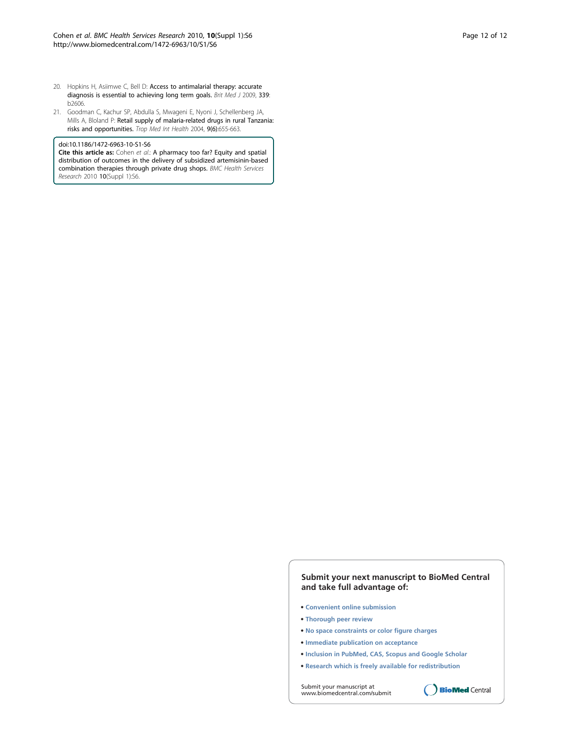20. Hopkins H, Asiimwe C, Bell D: **Access to antimalarial therapy: accurate diagnosis is essential to achieving long term goals.** *Brit Med J* 2009, **339**: b2606.
21. Goodman C, Kachur SP, Abdulla S, Mwageni E, Nyoni J, Schellenberg JA, Mills A, Bloland P: **Retail supply of malaria-related drugs in rural Tanzania: risks and opportunities.** *Trop Med Int Health* 2004, **9(6)**:655-663.

doi:10.1186/1472-6963-10-S1-S6

**Cite this article as:** Cohen *et al.*: A pharmacy too far? Equity and spatial distribution of outcomes in the delivery of subsidized artemisinin-based combination therapies through private drug shops. *BMC Health Services Research* 2010 **10**(Suppl 1):S6.

**Submit your next manuscript to BioMed Central and take full advantage of:**

- **Convenient online submission**
- **Thorough peer review**
- **No space constraints or color figure charges**
- **Immediate publication on acceptance**
- **Inclusion in PubMed, CAS, Scopus and Google Scholar**
- **Research which is freely available for redistribution**

Submit your manuscript at
www.biomedcentral.com/submit

BioMed Central